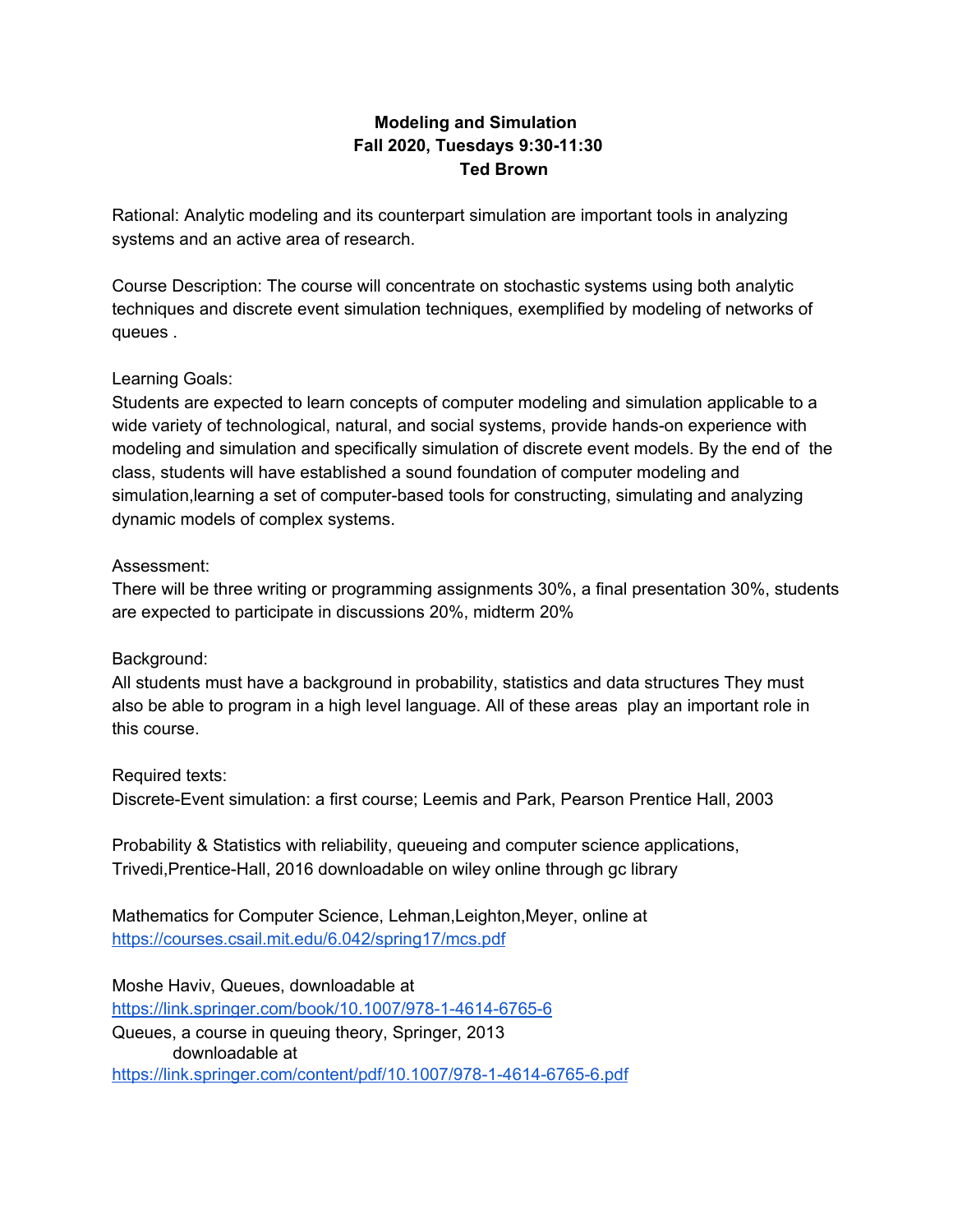**Modeling and Simulation**
**Fall 2020, Tuesdays 9:30-11:30**
**Ted Brown**

Rational: Analytic modeling and its counterpart simulation are important tools in analyzing systems and an active area of research.

Course Description: The course will concentrate on stochastic systems using both analytic techniques and discrete event simulation techniques, exemplified by modeling of networks of queues .

Learning Goals:
Students are expected to learn concepts of computer modeling and simulation applicable to a wide variety of technological, natural, and social systems, provide hands-on experience with modeling and simulation and specifically simulation of discrete event models. By the end of the class, students will have established a sound foundation of computer modeling and simulation,learning a set of computer-based tools for constructing, simulating and analyzing dynamic models of complex systems.

Assessment:
There will be three writing or programming assignments 30%, a final presentation 30%, students are expected to participate in discussions 20%, midterm 20%

Background:
All students must have a background in probability, statistics and data structures They must also be able to program in a high level language. All of these areas play an important role in this course.

Required texts:
Discrete-Event simulation: a first course; Leemis and Park, Pearson Prentice Hall, 2003

Probability & Statistics with reliability, queueing and computer science applications, Trivedi,Prentice-Hall, 2016 downloadable on wiley online through gc library

Mathematics for Computer Science, Lehman,Leighton,Meyer, online at
https://courses.csail.mit.edu/6.042/spring17/mcs.pdf

Moshe Haviv, Queues, downloadable at
https://link.springer.com/book/10.1007/978-1-4614-6765-6
Queues, a course in queuing theory, Springer, 2013
downloadable at
https://link.springer.com/content/pdf/10.1007/978-1-4614-6765-6.pdf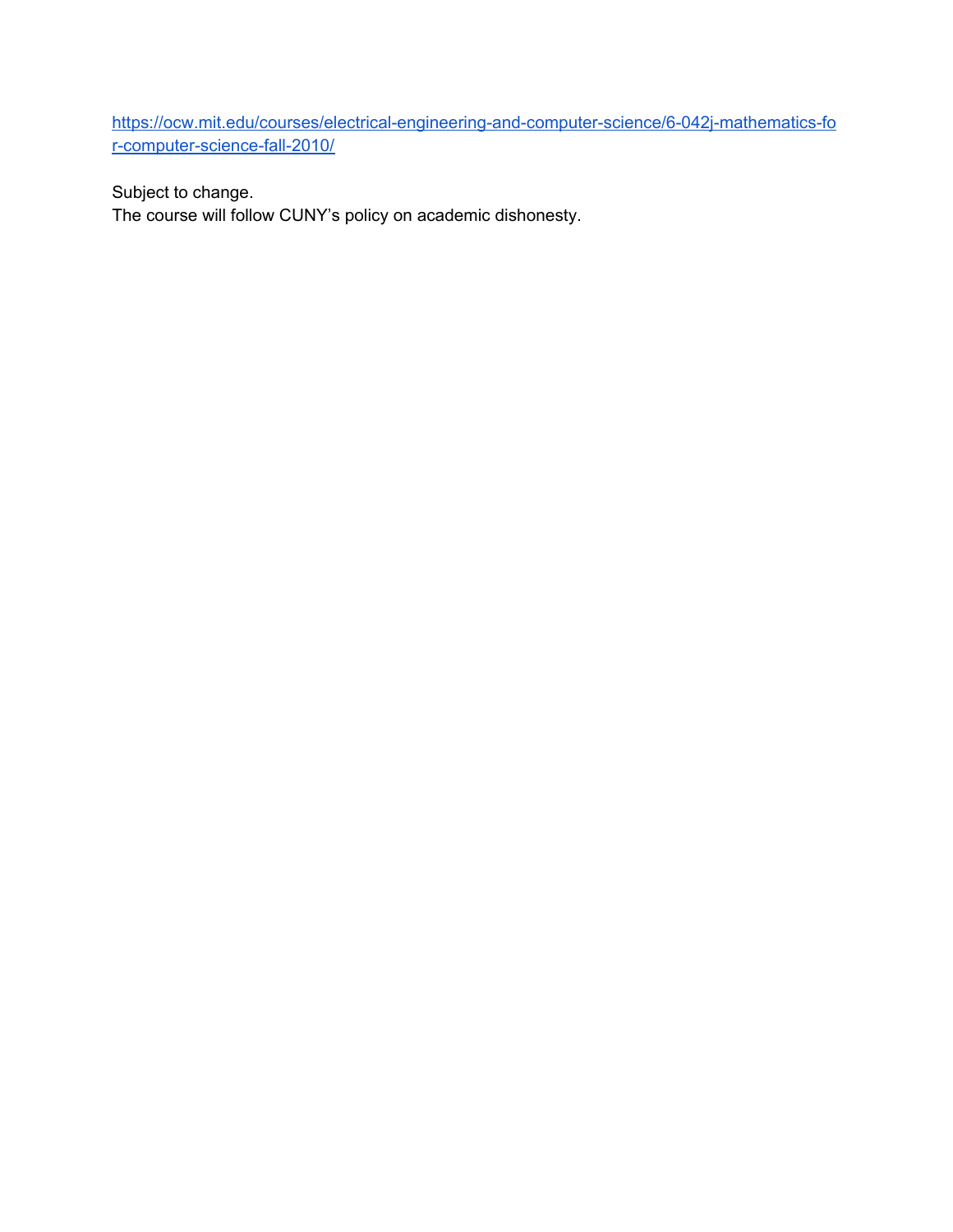https://ocw.mit.edu/courses/electrical-engineering-and-computer-science/6-042j-mathematics-for-computer-science-fall-2010/

Subject to change.
The course will follow CUNY's policy on academic dishonesty.